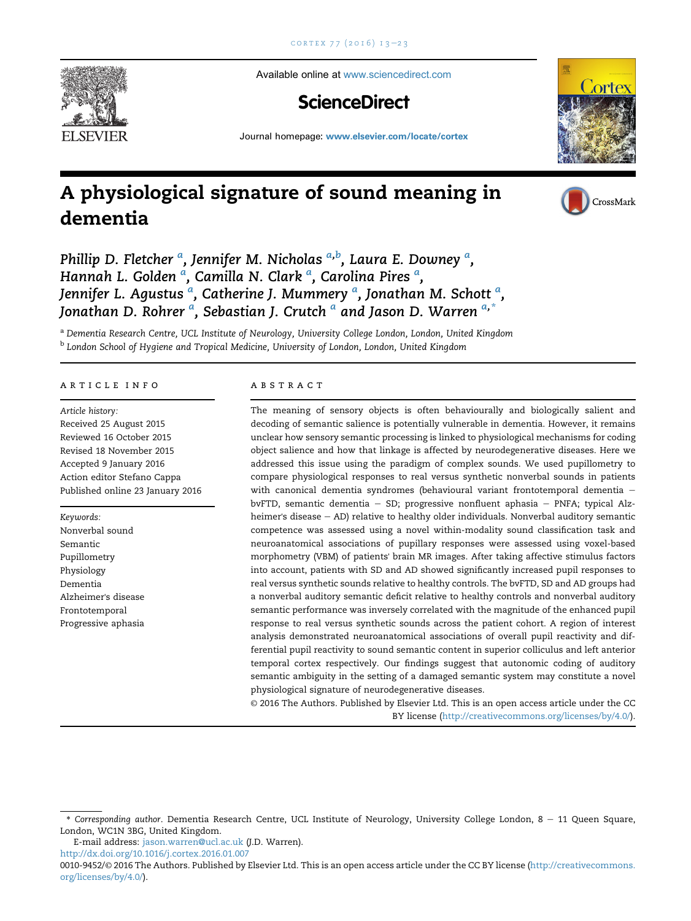Available online at www.sciencedirect.com

ScienceDirect

Journal homepage: www.elsevier.com/locate/cortex

# A physiological signature of sound meaning in dementia

*Phillip D. Fletcher [a], Jennifer M. Nicholas [a,b], Laura E. Downey [a], Hannah L. Golden [a], Camilla N. Clark [a], Carolina Pires [a], Jennifer L. Agustus [a], Catherine J. Mummery [a], Jonathan M. Schott [a], Jonathan D. Rohrer [a], Sebastian J. Crutch [a] and Jason D. Warren [a,*]*

[a] *Dementia Research Centre, UCL Institute of Neurology, University College London, London, United Kingdom*

[b] *London School of Hygiene and Tropical Medicine, University of London, London, United Kingdom*

## ARTICLE INFO

*Article history:*
Received 25 August 2015
Reviewed 16 October 2015
Revised 18 November 2015
Accepted 9 January 2016
Action editor Stefano Cappa
Published online 23 January 2016

*Keywords:*
Nonverbal sound
Semantic
Pupillometry
Physiology
Dementia
Alzheimer's disease
Frontotemporal
Progressive aphasia

## ABSTRACT

The meaning of sensory objects is often behaviourally and biologically salient and decoding of semantic salience is potentially vulnerable in dementia. However, it remains unclear how sensory semantic processing is linked to physiological mechanisms for coding object salience and how that linkage is affected by neurodegenerative diseases. Here we addressed this issue using the paradigm of complex sounds. We used pupillometry to compare physiological responses to real versus synthetic nonverbal sounds in patients with canonical dementia syndromes (behavioural variant frontotemporal dementia – bvFTD, semantic dementia – SD; progressive nonfluent aphasia – PNFA; typical Alzheimer's disease – AD) relative to healthy older individuals. Nonverbal auditory semantic competence was assessed using a novel within-modality sound classification task and neuroanatomical associations of pupillary responses were assessed using voxel-based morphometry (VBM) of patients' brain MR images. After taking affective stimulus factors into account, patients with SD and AD showed significantly increased pupil responses to real versus synthetic sounds relative to healthy controls. The bvFTD, SD and AD groups had a nonverbal auditory semantic deficit relative to healthy controls and nonverbal auditory semantic performance was inversely correlated with the magnitude of the enhanced pupil response to real versus synthetic sounds across the patient cohort. A region of interest analysis demonstrated neuroanatomical associations of overall pupil reactivity and differential pupil reactivity to sound semantic content in superior colliculus and left anterior temporal cortex respectively. Our findings suggest that autonomic coding of auditory semantic ambiguity in the setting of a damaged semantic system may constitute a novel physiological signature of neurodegenerative diseases.

© 2016 The Authors. Published by Elsevier Ltd. This is an open access article under the CC BY license (http://creativecommons.org/licenses/by/4.0/).

---

\* *Corresponding author*. Dementia Research Centre, UCL Institute of Neurology, University College London, 8 – 11 Queen Square, London, WC1N 3BG, United Kingdom.

E-mail address: jason.warren@ucl.ac.uk (J.D. Warren).

http://dx.doi.org/10.1016/j.cortex.2016.01.007

0010-9452/© 2016 The Authors. Published by Elsevier Ltd. This is an open access article under the CC BY license (http://creativecommons.org/licenses/by/4.0/).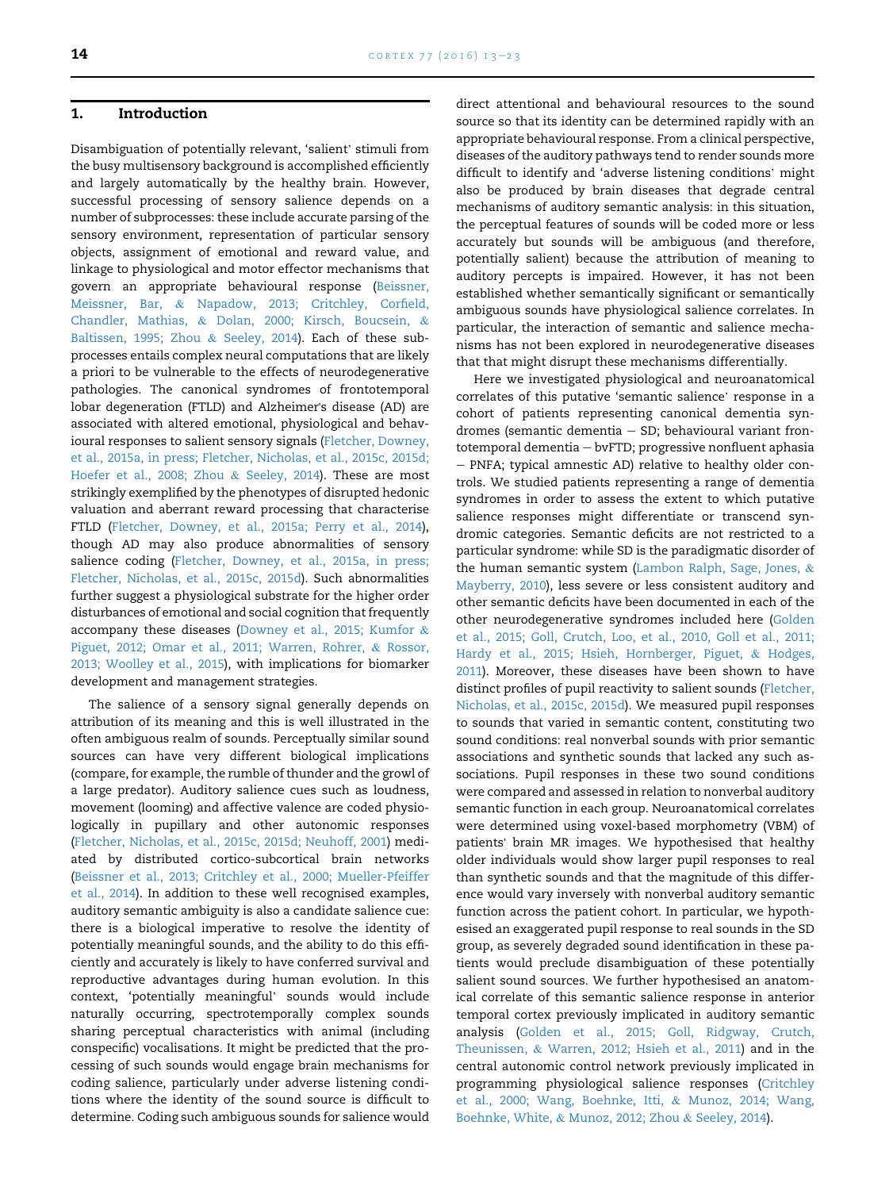## 1. Introduction

Disambiguation of potentially relevant, 'salient' stimuli from the busy multisensory background is accomplished efficiently and largely automatically by the healthy brain. However, successful processing of sensory salience depends on a number of subprocesses: these include accurate parsing of the sensory environment, representation of particular sensory objects, assignment of emotional and reward value, and linkage to physiological and motor effector mechanisms that govern an appropriate behavioural response (Beissner, Meissner, Bar, & Napadow, 2013; Critchley, Corfield, Chandler, Mathias, & Dolan, 2000; Kirsch, Boucsein, & Baltissen, 1995; Zhou & Seeley, 2014). Each of these subprocesses entails complex neural computations that are likely a priori to be vulnerable to the effects of neurodegenerative pathologies. The canonical syndromes of frontotemporal lobar degeneration (FTLD) and Alzheimer's disease (AD) are associated with altered emotional, physiological and behavioural responses to salient sensory signals (Fletcher, Downey, et al., 2015a, in press; Fletcher, Nicholas, et al., 2015c, 2015d; Hoefer et al., 2008; Zhou & Seeley, 2014). These are most strikingly exemplified by the phenotypes of disrupted hedonic valuation and aberrant reward processing that characterise FTLD (Fletcher, Downey, et al., 2015a; Perry et al., 2014), though AD may also produce abnormalities of sensory salience coding (Fletcher, Downey, et al., 2015a, in press; Fletcher, Nicholas, et al., 2015c, 2015d). Such abnormalities further suggest a physiological substrate for the higher order disturbances of emotional and social cognition that frequently accompany these diseases (Downey et al., 2015; Kumfor & Piguet, 2012; Omar et al., 2011; Warren, Rohrer, & Rossor, 2013; Woolley et al., 2015), with implications for biomarker development and management strategies.

The salience of a sensory signal generally depends on attribution of its meaning and this is well illustrated in the often ambiguous realm of sounds. Perceptually similar sound sources can have very different biological implications (compare, for example, the rumble of thunder and the growl of a large predator). Auditory salience cues such as loudness, movement (looming) and affective valence are coded physiologically in pupillary and other autonomic responses (Fletcher, Nicholas, et al., 2015c, 2015d; Neuhoff, 2001) mediated by distributed cortico-subcortical brain networks (Beissner et al., 2013; Critchley et al., 2000; Mueller-Pfeiffer et al., 2014). In addition to these well recognised examples, auditory semantic ambiguity is also a candidate salience cue: there is a biological imperative to resolve the identity of potentially meaningful sounds, and the ability to do this efficiently and accurately is likely to have conferred survival and reproductive advantages during human evolution. In this context, 'potentially meaningful' sounds would include naturally occurring, spectrotemporally complex sounds sharing perceptual characteristics with animal (including conspecific) vocalisations. It might be predicted that the processing of such sounds would engage brain mechanisms for coding salience, particularly under adverse listening conditions where the identity of the sound source is difficult to determine. Coding such ambiguous sounds for salience would direct attentional and behavioural resources to the sound source so that its identity can be determined rapidly with an appropriate behavioural response. From a clinical perspective, diseases of the auditory pathways tend to render sounds more difficult to identify and 'adverse listening conditions' might also be produced by brain diseases that degrade central mechanisms of auditory semantic analysis: in this situation, the perceptual features of sounds will be coded more or less accurately but sounds will be ambiguous (and therefore, potentially salient) because the attribution of meaning to auditory percepts is impaired. However, it has not been established whether semantically significant or semantically ambiguous sounds have physiological salience correlates. In particular, the interaction of semantic and salience mechanisms has not been explored in neurodegenerative diseases that that might disrupt these mechanisms differentially.

Here we investigated physiological and neuroanatomical correlates of this putative 'semantic salience' response in a cohort of patients representing canonical dementia syndromes (semantic dementia – SD; behavioural variant frontotemporal dementia – bvFTD; progressive nonfluent aphasia – PNFA; typical amnestic AD) relative to healthy older controls. We studied patients representing a range of dementia syndromes in order to assess the extent to which putative salience responses might differentiate or transcend syndromic categories. Semantic deficits are not restricted to a particular syndrome: while SD is the paradigmatic disorder of the human semantic system (Lambon Ralph, Sage, Jones, & Mayberry, 2010), less severe or less consistent auditory and other semantic deficits have been documented in each of the other neurodegenerative syndromes included here (Golden et al., 2015; Goll, Crutch, Loo, et al., 2010, Goll et al., 2011; Hardy et al., 2015; Hsieh, Hornberger, Piguet, & Hodges, 2011). Moreover, these diseases have been shown to have distinct profiles of pupil reactivity to salient sounds (Fletcher, Nicholas, et al., 2015c, 2015d). We measured pupil responses to sounds that varied in semantic content, constituting two sound conditions: real nonverbal sounds with prior semantic associations and synthetic sounds that lacked any such associations. Pupil responses in these two sound conditions were compared and assessed in relation to nonverbal auditory semantic function in each group. Neuroanatomical correlates were determined using voxel-based morphometry (VBM) of patients' brain MR images. We hypothesised that healthy older individuals would show larger pupil responses to real than synthetic sounds and that the magnitude of this difference would vary inversely with nonverbal auditory semantic function across the patient cohort. In particular, we hypothesised an exaggerated pupil response to real sounds in the SD group, as severely degraded sound identification in these patients would preclude disambiguation of these potentially salient sound sources. We further hypothesised an anatomical correlate of this semantic salience response in anterior temporal cortex previously implicated in auditory semantic analysis (Golden et al., 2015; Goll, Ridgway, Crutch, Theunissen, & Warren, 2012; Hsieh et al., 2011) and in the central autonomic control network previously implicated in programming physiological salience responses (Critchley et al., 2000; Wang, Boehnke, Itti, & Munoz, 2014; Wang, Boehnke, White, & Munoz, 2012; Zhou & Seeley, 2014).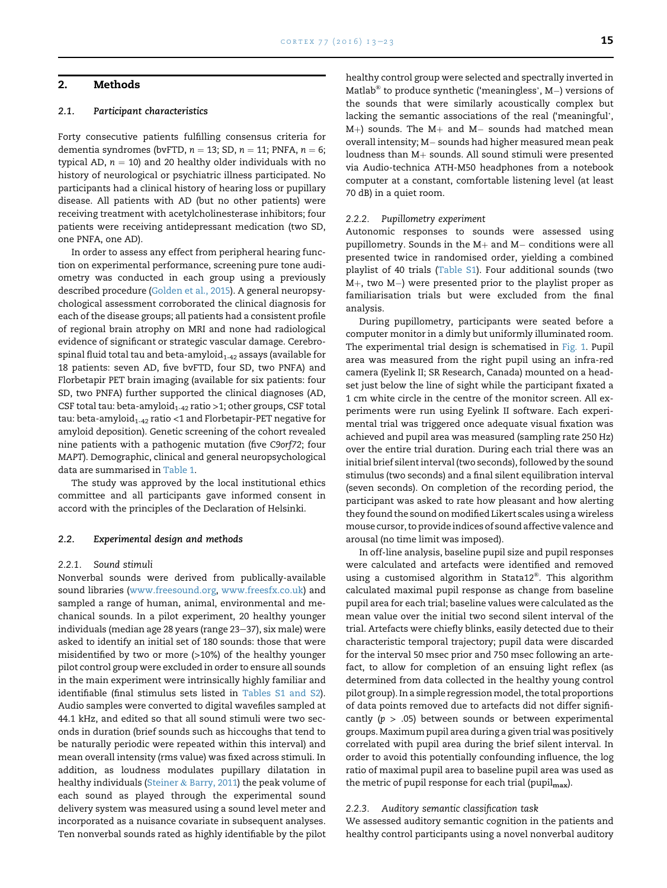## 2. Methods

### 2.1. Participant characteristics

Forty consecutive patients fulfilling consensus criteria for dementia syndromes (bvFTD, $n = 13$; SD, $n = 11$; PNFA, $n = 6$; typical AD, $n = 10$) and 20 healthy older individuals with no history of neurological or psychiatric illness participated. No participants had a clinical history of hearing loss or pupillary disease. All patients with AD (but no other patients) were receiving treatment with acetylcholinesterase inhibitors; four patients were receiving antidepressant medication (two SD, one PNFA, one AD).

In order to assess any effect from peripheral hearing function on experimental performance, screening pure tone audiometry was conducted in each group using a previously described procedure (Golden et al., 2015). A general neuropsychological assessment corroborated the clinical diagnosis for each of the disease groups; all patients had a consistent profile of regional brain atrophy on MRI and none had radiological evidence of significant or strategic vascular damage. Cerebrospinal fluid total tau and beta-amyloid$_{1\text{-}42}$ assays (available for 18 patients: seven AD, five bvFTD, four SD, two PNFA) and Florbetapir PET brain imaging (available for six patients: four SD, two PNFA) further supported the clinical diagnoses (AD, CSF total tau: beta-amyloid$_{1\text{-}42}$ ratio >1; other groups, CSF total tau: beta-amyloid$_{1\text{-}42}$ ratio <1 and Florbetapir-PET negative for amyloid deposition). Genetic screening of the cohort revealed nine patients with a pathogenic mutation (five *C9orf72*; four *MAPT*). Demographic, clinical and general neuropsychological data are summarised in Table 1.

The study was approved by the local institutional ethics committee and all participants gave informed consent in accord with the principles of the Declaration of Helsinki.

### 2.2. Experimental design and methods

#### 2.2.1. Sound stimuli

Nonverbal sounds were derived from publically-available sound libraries (www.freesound.org, www.freesfx.co.uk) and sampled a range of human, animal, environmental and mechanical sounds. In a pilot experiment, 20 healthy younger individuals (median age 28 years (range 23–37), six male) were asked to identify an initial set of 180 sounds: those that were misidentified by two or more (>10%) of the healthy younger pilot control group were excluded in order to ensure all sounds in the main experiment were intrinsically highly familiar and identifiable (final stimulus sets listed in Tables S1 and S2). Audio samples were converted to digital wavefiles sampled at 44.1 kHz, and edited so that all sound stimuli were two seconds in duration (brief sounds such as hiccoughs that tend to be naturally periodic were repeated within this interval) and mean overall intensity (rms value) was fixed across stimuli. In addition, as loudness modulates pupillary dilatation in healthy individuals (Steiner & Barry, 2011) the peak volume of each sound as played through the experimental sound delivery system was measured using a sound level meter and incorporated as a nuisance covariate in subsequent analyses. Ten nonverbal sounds rated as highly identifiable by the pilot healthy control group were selected and spectrally inverted in Matlab® to produce synthetic ('meaningless', M−) versions of the sounds that were similarly acoustically complex but lacking the semantic associations of the real ('meaningful', M+) sounds. The M+ and M− sounds had matched mean overall intensity; M− sounds had higher measured mean peak loudness than M+ sounds. All sound stimuli were presented via Audio-technica ATH-M50 headphones from a notebook computer at a constant, comfortable listening level (at least 70 dB) in a quiet room.

#### 2.2.2. Pupillometry experiment

Autonomic responses to sounds were assessed using pupillometry. Sounds in the M+ and M− conditions were all presented twice in randomised order, yielding a combined playlist of 40 trials (Table S1). Four additional sounds (two M+, two M−) were presented prior to the playlist proper as familiarisation trials but were excluded from the final analysis.

During pupillometry, participants were seated before a computer monitor in a dimly but uniformly illuminated room. The experimental trial design is schematised in Fig. 1. Pupil area was measured from the right pupil using an infra-red camera (Eyelink II; SR Research, Canada) mounted on a headset just below the line of sight while the participant fixated a 1 cm white circle in the centre of the monitor screen. All experiments were run using Eyelink II software. Each experimental trial was triggered once adequate visual fixation was achieved and pupil area was measured (sampling rate 250 Hz) over the entire trial duration. During each trial there was an initial brief silent interval (two seconds), followed by the sound stimulus (two seconds) and a final silent equilibration interval (seven seconds). On completion of the recording period, the participant was asked to rate how pleasant and how alerting they found the sound on modified Likert scales using a wireless mouse cursor, to provide indices of sound affective valence and arousal (no time limit was imposed).

In off-line analysis, baseline pupil size and pupil responses were calculated and artefacts were identified and removed using a customised algorithm in Stata12®. This algorithm calculated maximal pupil response as change from baseline pupil area for each trial; baseline values were calculated as the mean value over the initial two second silent interval of the trial. Artefacts were chiefly blinks, easily detected due to their characteristic temporal trajectory; pupil data were discarded for the interval 50 msec prior and 750 msec following an artefact, to allow for completion of an ensuing light reflex (as determined from data collected in the healthy young control pilot group). In a simple regression model, the total proportions of data points removed due to artefacts did not differ significantly ($p > .05$) between sounds or between experimental groups. Maximum pupil area during a given trial was positively correlated with pupil area during the brief silent interval. In order to avoid this potentially confounding influence, the log ratio of maximal pupil area to baseline pupil area was used as the metric of pupil response for each trial ($\text{pupil}_{\text{max}}$).

#### 2.2.3. Auditory semantic classification task

We assessed auditory semantic cognition in the patients and healthy control participants using a novel nonverbal auditory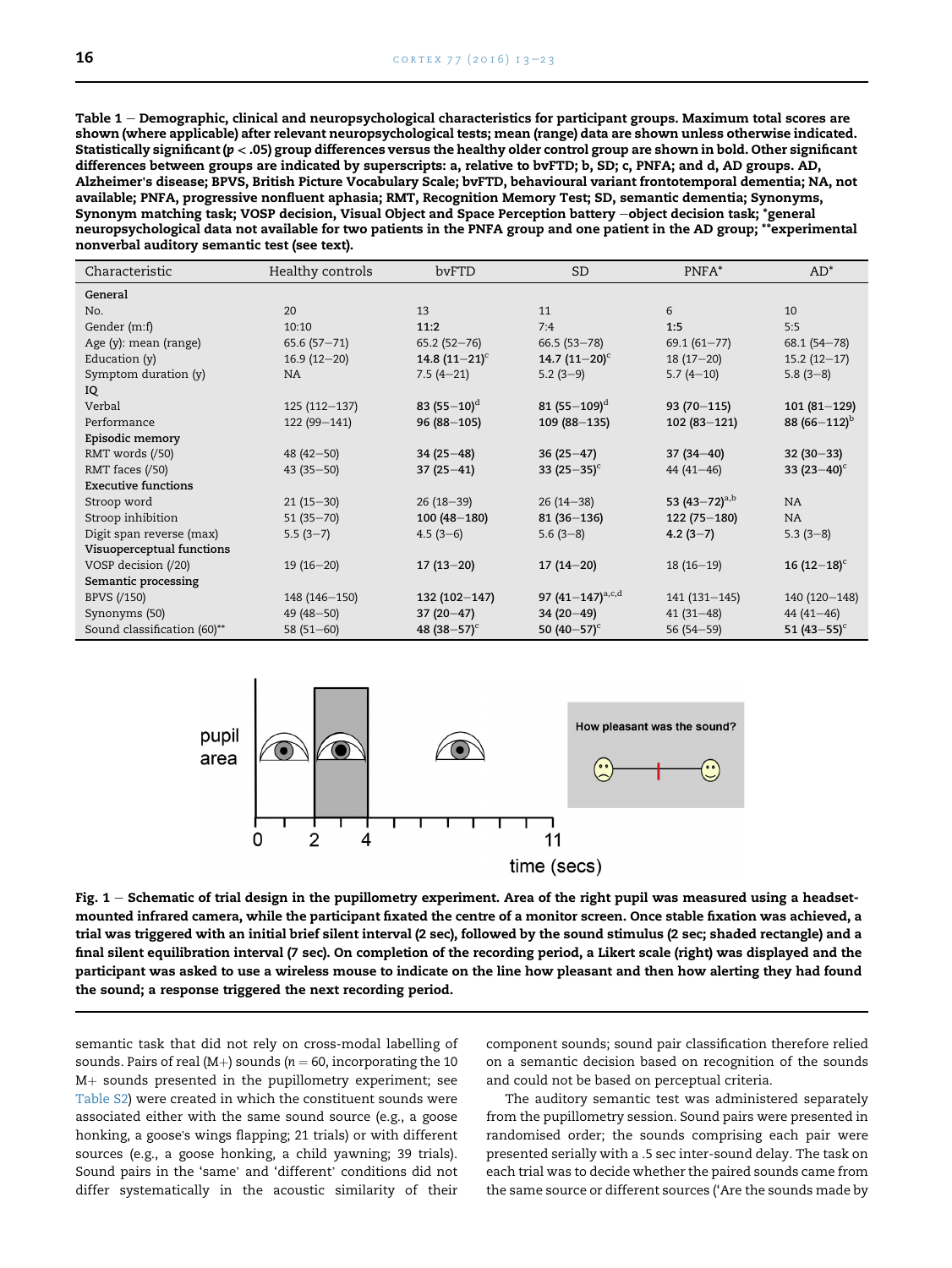**Table 1 – Demographic, clinical and neuropsychological characteristics for participant groups. Maximum total scores are shown (where applicable) after relevant neuropsychological tests; mean (range) data are shown unless otherwise indicated. Statistically significant ($p < .05$) group differences versus the healthy older control group are shown in bold. Other significant differences between groups are indicated by superscripts: a, relative to bvFTD; b, SD; c, PNFA; and d, AD groups. AD, Alzheimer's disease; BPVS, British Picture Vocabulary Scale; bvFTD, behavioural variant frontotemporal dementia; NA, not available; PNFA, progressive nonfluent aphasia; RMT, Recognition Memory Test; SD, semantic dementia; Synonyms, Synonym matching task; VOSP decision, Visual Object and Space Perception battery –object decision task; *general neuropsychological data not available for two patients in the PNFA group and one patient in the AD group; **experimental nonverbal auditory semantic test (see text).**

| Characteristic | Healthy controls | bvFTD | SD | PNFA* | AD* |
|---|---|---|---|---|---|
| **General** | | | | | |
| No. | 20 | 13 | 11 | 6 | 10 |
| Gender (m:f) | 10:10 | **11:2** | 7:4 | **1:5** | 5:5 |
| Age (y): mean (range) | 65.6 (57–71) | 65.2 (52–76) | 66.5 (53–78) | 69.1 (61–77) | 68.1 (54–78) |
| Education (y) | 16.9 (12–20) | **14.8 (11–21)**[c] | **14.7 (11–20)**[c] | 18 (17–20) | 15.2 (12–17) |
| Symptom duration (y) | NA | 7.5 (4–21) | 5.2 (3–9) | 5.7 (4–10) | 5.8 (3–8) |
| **IQ** | | | | | |
| Verbal | 125 (112–137) | **83 (55–10)**[d] | **81 (55–109)**[d] | **93 (70–115)** | **101 (81–129)** |
| Performance | 122 (99–141) | **96 (88–105)** | **109 (88–135)** | **102 (83–121)** | **88 (66–112)**[b] |
| **Episodic memory** | | | | | |
| RMT words (/50) | 48 (42–50) | **34 (25–48)** | **36 (25–47)** | **37 (34–40)** | **32 (30–33)** |
| RMT faces (/50) | 43 (35–50) | **37 (25–41)** | **33 (25–35)**[c] | 44 (41–46) | **33 (23–40)**[c] |
| **Executive functions** | | | | | |
| Stroop word | 21 (15–30) | 26 (18–39) | 26 (14–38) | **53 (43–72)**[a,b] | NA |
| Stroop inhibition | 51 (35–70) | **100 (48–180)** | **81 (36–136)** | **122 (75–180)** | NA |
| Digit span reverse (max) | 5.5 (3–7) | 4.5 (3–6) | 5.6 (3–8) | **4.2 (3–7)** | 5.3 (3–8) |
| **Visuoperceptual functions** | | | | | |
| VOSP decision (/20) | 19 (16–20) | **17 (13–20)** | **17 (14–20)** | 18 (16–19) | **16 (12–18)**[c] |
| **Semantic processing** | | | | | |
| BPVS (/150) | 148 (146–150) | **132 (102–147)** | **97 (41–147)**[a,c,d] | 141 (131–145) | 140 (120–148) |
| Synonyms (50) | 49 (48–50) | **37 (20–47)** | **34 (20–49)** | **41 (31–48)** | **44 (41–46)** |
| Sound classification (60)** | 58 (51–60) | **48 (38–57)**[c] | **50 (40–57)**[c] | 56 (54–59) | **51 (43–55)**[c] |

**Fig. 1 – Schematic of trial design in the pupillometry experiment. Area of the right pupil was measured using a headset-mounted infrared camera, while the participant fixated the centre of a monitor screen. Once stable fixation was achieved, a trial was triggered with an initial brief silent interval (2 sec), followed by the sound stimulus (2 sec; shaded rectangle) and a final silent equilibration interval (7 sec). On completion of the recording period, a Likert scale (right) was displayed and the participant was asked to use a wireless mouse to indicate on the line how pleasant and then how alerting they had found the sound; a response triggered the next recording period.**

semantic task that did not rely on cross-modal labelling of sounds. Pairs of real (M+) sounds ($n = 60$, incorporating the 10 M+ sounds presented in the pupillometry experiment; see Table S2) were created in which the constituent sounds were associated either with the same sound source (e.g., a goose honking, a goose's wings flapping; 21 trials) or with different sources (e.g., a goose honking, a child yawning; 39 trials). Sound pairs in the 'same' and 'different' conditions did not differ systematically in the acoustic similarity of their component sounds; sound pair classification therefore relied on a semantic decision based on recognition of the sounds and could not be based on perceptual criteria.

The auditory semantic test was administered separately from the pupillometry session. Sound pairs were presented in randomised order; the sounds comprising each pair were presented serially with a .5 sec inter-sound delay. The task on each trial was to decide whether the paired sounds came from the same source or different sources ('Are the sounds made by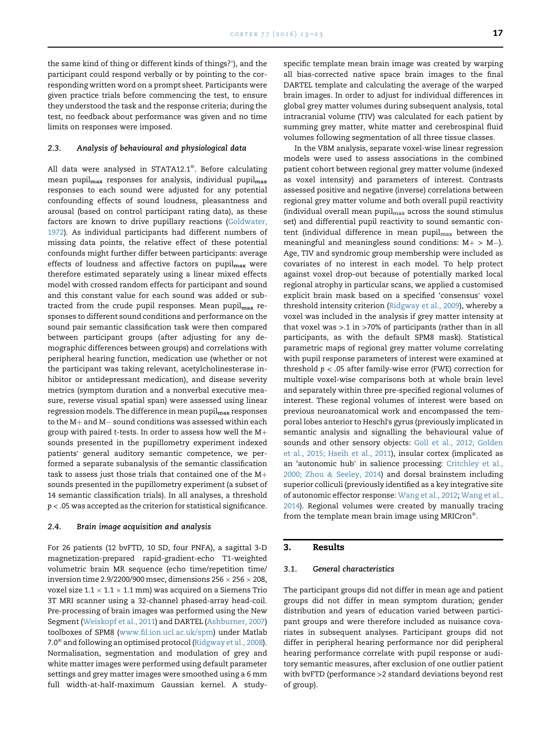the same kind of thing or different kinds of things?'), and the participant could respond verbally or by pointing to the corresponding written word on a prompt sheet. Participants were given practice trials before commencing the test, to ensure they understood the task and the response criteria; during the test, no feedback about performance was given and no time limits on responses were imposed.

### 2.3. Analysis of behavioural and physiological data

All data were analysed in STATA12.1®. Before calculating mean $pupil_{max}$ responses for analysis, individual $pupil_{max}$ responses to each sound were adjusted for any potential confounding effects of sound loudness, pleasantness and arousal (based on control participant rating data), as these factors are known to drive pupillary reactions (Goldwater, 1972). As individual participants had different numbers of missing data points, the relative effect of these potential confounds might further differ between participants: average effects of loudness and affective factors on $pupil_{max}$ were therefore estimated separately using a linear mixed effects model with crossed random effects for participant and sound and this constant value for each sound was added or subtracted from the crude pupil responses. Mean $pupil_{max}$ responses to different sound conditions and performance on the sound pair semantic classification task were then compared between participant groups (after adjusting for any demographic differences between groups) and correlations with peripheral hearing function, medication use (whether or not the participant was taking relevant, acetylcholinesterase inhibitor or antidepressant medication), and disease severity metrics (symptom duration and a nonverbal executive measure, reverse visual spatial span) were assessed using linear regression models. The difference in mean $pupil_{max}$ responses to the M+ and M− sound conditions was assessed within each group with paired *t*-tests. In order to assess how well the M+ sounds presented in the pupillometry experiment indexed patients' general auditory semantic competence, we performed a separate subanalysis of the semantic classification task to assess just those trials that contained one of the M+ sounds presented in the pupillometry experiment (a subset of 14 semantic classification trials). In all analyses, a threshold $p < .05$ was accepted as the criterion for statistical significance.

### 2.4. Brain image acquisition and analysis

For 26 patients (12 bvFTD, 10 SD, four PNFA), a sagittal 3-D magnetization-prepared rapid-gradient-echo T1-weighted volumetric brain MR sequence (echo time/repetition time/inversion time 2.9/2200/900 msec, dimensions $256 \times 256 \times 208$, voxel size $1.1 \times 1.1 \times 1.1$ mm) was acquired on a Siemens Trio 3T MRI scanner using a 32-channel phased-array head-coil. Pre-processing of brain images was performed using the New Segment (Weiskopf et al., 2011) and DARTEL (Ashburner, 2007) toolboxes of SPM8 (www.fil.ion.ucl.ac.uk/spm) under Matlab 7.0® and following an optimised protocol (Ridgway et al., 2008). Normalisation, segmentation and modulation of grey and white matter images were performed using default parameter settings and grey matter images were smoothed using a 6 mm full width-at-half-maximum Gaussian kernel. A study-specific template mean brain image was created by warping all bias-corrected native space brain images to the final DARTEL template and calculating the average of the warped brain images. In order to adjust for individual differences in global grey matter volumes during subsequent analysis, total intracranial volume (TIV) was calculated for each patient by summing grey matter, white matter and cerebrospinal fluid volumes following segmentation of all three tissue classes.

In the VBM analysis, separate voxel-wise linear regression models were used to assess associations in the combined patient cohort between regional grey matter volume (indexed as voxel intensity) and parameters of interest. Contrasts assessed positive and negative (inverse) correlations between regional grey matter volume and both overall pupil reactivity (individual overall mean $pupil_{max}$ across the sound stimulus set) and differential pupil reactivity to sound semantic content (individual difference in mean $pupil_{max}$ between the meaningful and meaningless sound conditions: M+ > M−). Age, TIV and syndromic group membership were included as covariates of no interest in each model. To help protect against voxel drop-out because of potentially marked local regional atrophy in particular scans, we applied a customised explicit brain mask based on a specified 'consensus' voxel threshold intensity criterion (Ridgway et al., 2009), whereby a voxel was included in the analysis if grey matter intensity at that voxel was >.1 in >70% of participants (rather than in all participants, as with the default SPM8 mask). Statistical parametric maps of regional grey matter volume correlating with pupil response parameters of interest were examined at threshold $p < .05$ after family-wise error (FWE) correction for multiple voxel-wise comparisons both at whole brain level and separately within three pre-specified regional volumes of interest. These regional volumes of interest were based on previous neuroanatomical work and encompassed the temporal lobes anterior to Heschl's gyrus (previously implicated in semantic analysis and signalling the behavioural value of sounds and other sensory objects: Goll et al., 2012; Golden et al., 2015; Hseih et al., 2011), insular cortex (implicated as an 'autonomic hub' in salience processing: Critchley et al., 2000; Zhou & Seeley, 2014) and dorsal brainstem including superior colliculi (previously identified as a key integrative site of autonomic effector response: Wang et al., 2012; Wang et al., 2014). Regional volumes were created by manually tracing from the template mean brain image using MRICron®.

## 3. Results

### 3.1. General characteristics

The participant groups did not differ in mean age and patient groups did not differ in mean symptom duration; gender distribution and years of education varied between participant groups and were therefore included as nuisance covariates in subsequent analyses. Participant groups did not differ in peripheral hearing performance nor did peripheral hearing performance correlate with pupil response or auditory semantic measures, after exclusion of one outlier patient with bvFTD (performance >2 standard deviations beyond rest of group).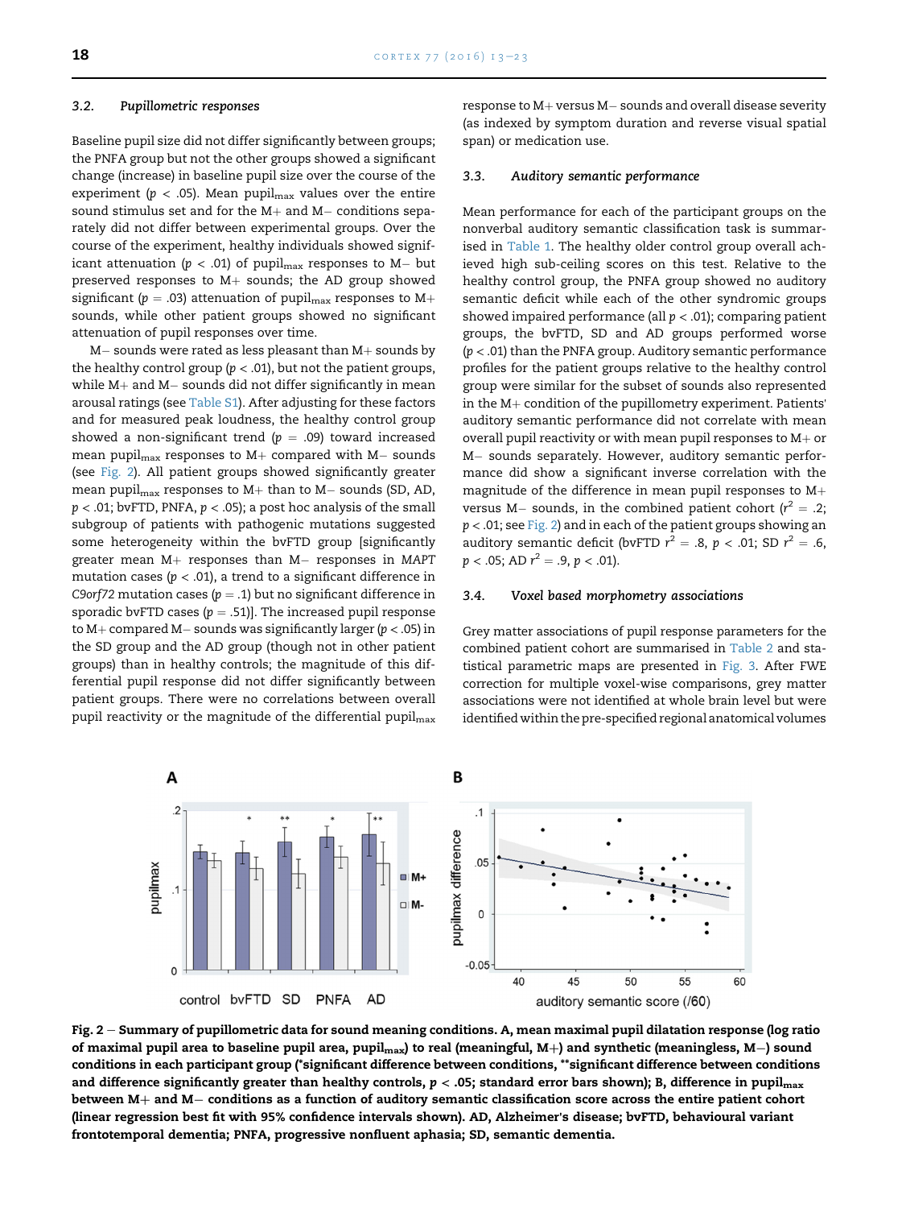### 3.2. Pupillometric responses

Baseline pupil size did not differ significantly between groups; the PNFA group but not the other groups showed a significant change (increase) in baseline pupil size over the course of the experiment ($p < .05$). Mean $pupil_{max}$ values over the entire sound stimulus set and for the M+ and M− conditions separately did not differ between experimental groups. Over the course of the experiment, healthy individuals showed significant attenuation ($p < .01$) of $pupil_{max}$ responses to M− but preserved responses to M+ sounds; the AD group showed significant ($p = .03$) attenuation of $pupil_{max}$ responses to M+ sounds, while other patient groups showed no significant attenuation of pupil responses over time.

M− sounds were rated as less pleasant than M+ sounds by the healthy control group ($p < .01$), but not the patient groups, while M+ and M− sounds did not differ significantly in mean arousal ratings (see Table S1). After adjusting for these factors and for measured peak loudness, the healthy control group showed a non-significant trend ($p = .09$) toward increased mean $pupil_{max}$ responses to M+ compared with M− sounds (see Fig. 2). All patient groups showed significantly greater mean $pupil_{max}$ responses to M+ than to M− sounds (SD, AD, $p < .01$; bvFTD, PNFA, $p < .05$); a post hoc analysis of the small subgroup of patients with pathogenic mutations suggested some heterogeneity within the bvFTD group [significantly greater mean M+ responses than M− responses in *MAPT* mutation cases ($p < .01$), a trend to a significant difference in *C9orf72* mutation cases ($p = .1$) but no significant difference in sporadic bvFTD cases ($p = .51$)]. The increased pupil response to M+ compared M− sounds was significantly larger ($p < .05$) in the SD group and the AD group (though not in other patient groups) than in healthy controls; the magnitude of this differential pupil response did not differ significantly between patient groups. There were no correlations between overall pupil reactivity or the magnitude of the differential $pupil_{max}$ response to M+ versus M− sounds and overall disease severity (as indexed by symptom duration and reverse visual spatial span) or medication use.

### 3.3. Auditory semantic performance

Mean performance for each of the participant groups on the nonverbal auditory semantic classification task is summarised in Table 1. The healthy older control group overall achieved high sub-ceiling scores on this test. Relative to the healthy control group, the PNFA group showed no auditory semantic deficit while each of the other syndromic groups showed impaired performance (all $p < .01$); comparing patient groups, the bvFTD, SD and AD groups performed worse ($p < .01$) than the PNFA group. Auditory semantic performance profiles for the patient groups relative to the healthy control group were similar for the subset of sounds also represented in the M+ condition of the pupillometry experiment. Patients' auditory semantic performance did not correlate with mean overall pupil reactivity or with mean pupil responses to M+ or M− sounds separately. However, auditory semantic performance did show a significant inverse correlation with the magnitude of the difference in mean pupil responses to M+ versus M− sounds, in the combined patient cohort ($r^2 = .2$; $p < .01$; see Fig. 2) and in each of the patient groups showing an auditory semantic deficit (bvFTD $r^2 = .8$, $p < .01$; SD $r^2 = .6$, $p < .05$; AD $r^2 = .9$, $p < .01$).

### 3.4. Voxel based morphometry associations

Grey matter associations of pupil response parameters for the combined patient cohort are summarised in Table 2 and statistical parametric maps are presented in Fig. 3. After FWE correction for multiple voxel-wise comparisons, grey matter associations were not identified at whole brain level but were identified within the pre-specified regional anatomical volumes

**Fig. 2 – Summary of pupillometric data for sound meaning conditions. A, mean maximal pupil dilatation response (log ratio of maximal pupil area to baseline pupil area, $pupil_{max}$) to real (meaningful, M+) and synthetic (meaningless, M−) sound conditions in each participant group (*significant difference between conditions, **significant difference between conditions and difference significantly greater than healthy controls, $p < .05$; standard error bars shown); B, difference in $pupil_{max}$ between M+ and M− conditions as a function of auditory semantic classification score across the entire patient cohort (linear regression best fit with 95% confidence intervals shown). AD, Alzheimer's disease; bvFTD, behavioural variant frontotemporal dementia; PNFA, progressive nonfluent aphasia; SD, semantic dementia.**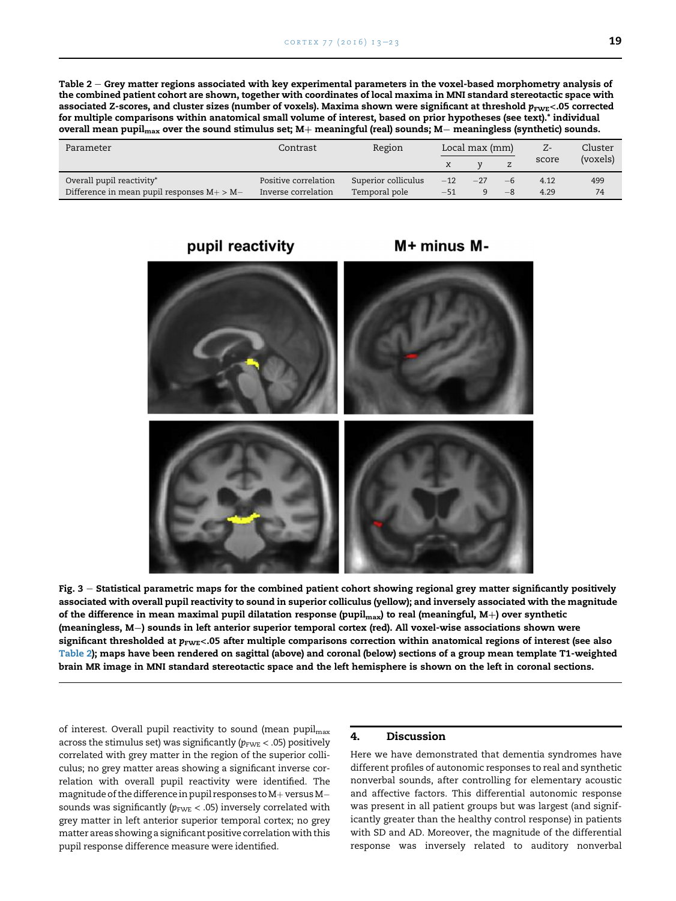**Table 2 – Grey matter regions associated with key experimental parameters in the voxel-based morphometry analysis of the combined patient cohort are shown, together with coordinates of local maxima in MNI standard stereotactic space with associated Z-scores, and cluster sizes (number of voxels). Maxima shown were significant at threshold $p_{FWE}<.05$ corrected for multiple comparisons within anatomical small volume of interest, based on prior hypotheses (see text).* individual overall mean $pupil_{max}$ over the sound stimulus set; M+ meaningful (real) sounds; M− meaningless (synthetic) sounds.**

| Parameter | Contrast | Region | Local max (mm) | | | Z-score | Cluster (voxels) |
|---|---|---|---|---|---|---|---|
| | | | x | y | z | | |
| Overall pupil reactivity* | Positive correlation | Superior colliculus | −12 | −27 | −6 | 4.12 | 499 |
| Difference in mean pupil responses M+ > M− | Inverse correlation | Temporal pole | −51 | 9 | −8 | 4.29 | 74 |

**Fig. 3 – Statistical parametric maps for the combined patient cohort showing regional grey matter significantly positively associated with overall pupil reactivity to sound in superior colliculus (yellow); and inversely associated with the magnitude of the difference in mean maximal pupil dilatation response ($pupil_{max}$) to real (meaningful, M+) over synthetic (meaningless, M−) sounds in left anterior superior temporal cortex (red). All voxel-wise associations shown were significant thresholded at $p_{FWE}<.05$ after multiple comparisons correction within anatomical regions of interest (see also Table 2); maps have been rendered on sagittal (above) and coronal (below) sections of a group mean template T1-weighted brain MR image in MNI standard stereotactic space and the left hemisphere is shown on the left in coronal sections.**

of interest. Overall pupil reactivity to sound (mean $pupil_{max}$ across the stimulus set) was significantly ($p_{FWE} < .05$) positively correlated with grey matter in the region of the superior colliculus; no grey matter areas showing a significant inverse correlation with overall pupil reactivity were identified. The magnitude of the difference in pupil responses to M+ versus M− sounds was significantly ($p_{FWE} < .05$) inversely correlated with grey matter in left anterior superior temporal cortex; no grey matter areas showing a significant positive correlation with this pupil response difference measure were identified.

## 4. Discussion

Here we have demonstrated that dementia syndromes have different profiles of autonomic responses to real and synthetic nonverbal sounds, after controlling for elementary acoustic and affective factors. This differential autonomic response was present in all patient groups but was largest (and significantly greater than the healthy control response) in patients with SD and AD. Moreover, the magnitude of the differential response was inversely related to auditory nonverbal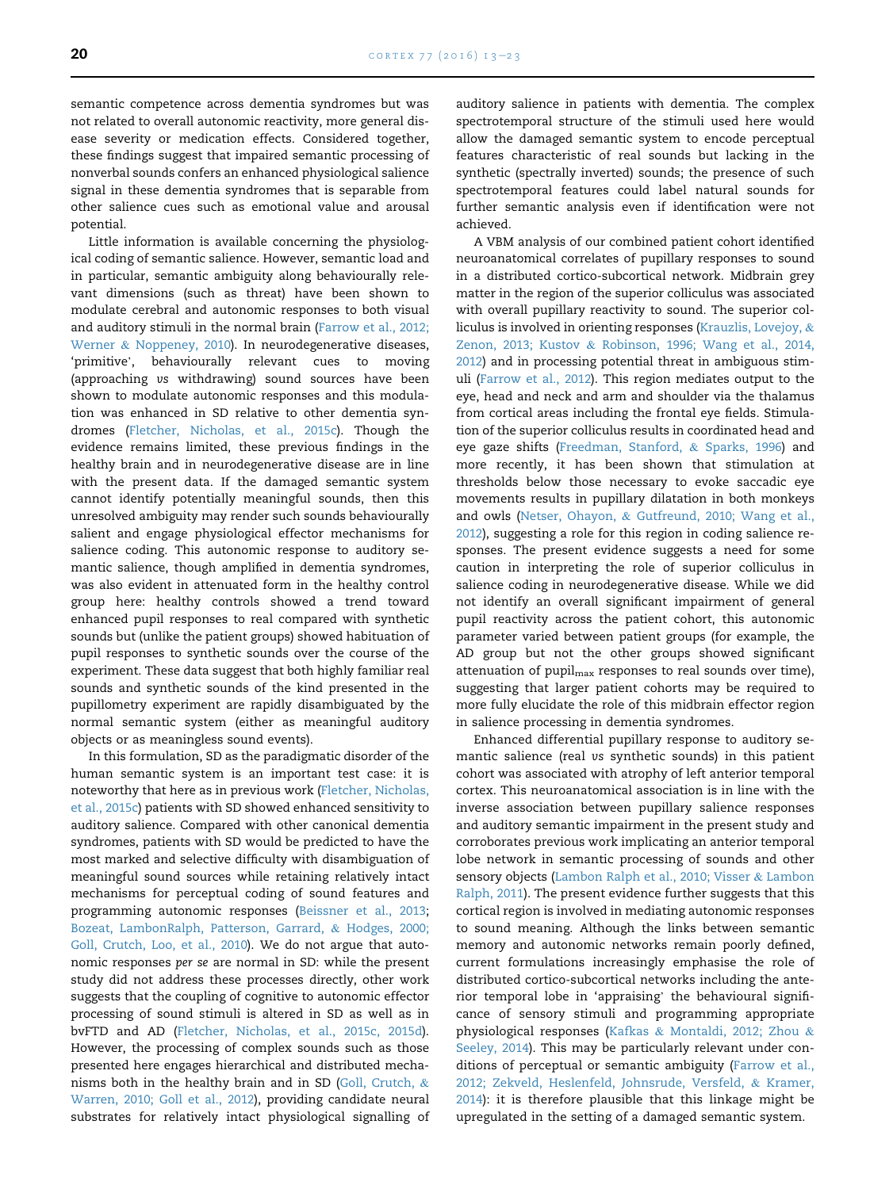semantic competence across dementia syndromes but was not related to overall autonomic reactivity, more general disease severity or medication effects. Considered together, these findings suggest that impaired semantic processing of nonverbal sounds confers an enhanced physiological salience signal in these dementia syndromes that is separable from other salience cues such as emotional value and arousal potential.

Little information is available concerning the physiological coding of semantic salience. However, semantic load and in particular, semantic ambiguity along behaviourally relevant dimensions (such as threat) have been shown to modulate cerebral and autonomic responses to both visual and auditory stimuli in the normal brain (Farrow et al., 2012; Werner & Noppeney, 2010). In neurodegenerative diseases, 'primitive', behaviourally relevant cues to moving (approaching *vs* withdrawing) sound sources have been shown to modulate autonomic responses and this modulation was enhanced in SD relative to other dementia syndromes (Fletcher, Nicholas, et al., 2015c). Though the evidence remains limited, these previous findings in the healthy brain and in neurodegenerative disease are in line with the present data. If the damaged semantic system cannot identify potentially meaningful sounds, then this unresolved ambiguity may render such sounds behaviourally salient and engage physiological effector mechanisms for salience coding. This autonomic response to auditory semantic salience, though amplified in dementia syndromes, was also evident in attenuated form in the healthy control group here: healthy controls showed a trend toward enhanced pupil responses to real compared with synthetic sounds but (unlike the patient groups) showed habituation of pupil responses to synthetic sounds over the course of the experiment. These data suggest that both highly familiar real sounds and synthetic sounds of the kind presented in the pupillometry experiment are rapidly disambiguated by the normal semantic system (either as meaningful auditory objects or as meaningless sound events).

In this formulation, SD as the paradigmatic disorder of the human semantic system is an important test case: it is noteworthy that here as in previous work (Fletcher, Nicholas, et al., 2015c) patients with SD showed enhanced sensitivity to auditory salience. Compared with other canonical dementia syndromes, patients with SD would be predicted to have the most marked and selective difficulty with disambiguation of meaningful sound sources while retaining relatively intact mechanisms for perceptual coding of sound features and programming autonomic responses (Beissner et al., 2013; Bozeat, LambonRalph, Patterson, Garrard, & Hodges, 2000; Goll, Crutch, Loo, et al., 2010). We do not argue that autonomic responses *per se* are normal in SD: while the present study did not address these processes directly, other work suggests that the coupling of cognitive to autonomic effector processing of sound stimuli is altered in SD as well as in bvFTD and AD (Fletcher, Nicholas, et al., 2015c, 2015d). However, the processing of complex sounds such as those presented here engages hierarchical and distributed mechanisms both in the healthy brain and in SD (Goll, Crutch, & Warren, 2010; Goll et al., 2012), providing candidate neural substrates for relatively intact physiological signalling of auditory salience in patients with dementia. The complex spectrotemporal structure of the stimuli used here would allow the damaged semantic system to encode perceptual features characteristic of real sounds but lacking in the synthetic (spectrally inverted) sounds; the presence of such spectrotemporal features could label natural sounds for further semantic analysis even if identification were not achieved.

A VBM analysis of our combined patient cohort identified neuroanatomical correlates of pupillary responses to sound in a distributed cortico-subcortical network. Midbrain grey matter in the region of the superior colliculus was associated with overall pupillary reactivity to sound. The superior colliculus is involved in orienting responses (Krauzlis, Lovejoy, & Zenon, 2013; Kustov & Robinson, 1996; Wang et al., 2014, 2012) and in processing potential threat in ambiguous stimuli (Farrow et al., 2012). This region mediates output to the eye, head and neck and arm and shoulder via the thalamus from cortical areas including the frontal eye fields. Stimulation of the superior colliculus results in coordinated head and eye gaze shifts (Freedman, Stanford, & Sparks, 1996) and more recently, it has been shown that stimulation at thresholds below those necessary to evoke saccadic eye movements results in pupillary dilatation in both monkeys and owls (Netser, Ohayon, & Gutfreund, 2010; Wang et al., 2012), suggesting a role for this region in coding salience responses. The present evidence suggests a need for some caution in interpreting the role of superior colliculus in salience coding in neurodegenerative disease. While we did not identify an overall significant impairment of general pupil reactivity across the patient cohort, this autonomic parameter varied between patient groups (for example, the AD group but not the other groups showed significant attenuation of $pupil_{max}$ responses to real sounds over time), suggesting that larger patient cohorts may be required to more fully elucidate the role of this midbrain effector region in salience processing in dementia syndromes.

Enhanced differential pupillary response to auditory semantic salience (real *vs* synthetic sounds) in this patient cohort was associated with atrophy of left anterior temporal cortex. This neuroanatomical association is in line with the inverse association between pupillary salience responses and auditory semantic impairment in the present study and corroborates previous work implicating an anterior temporal lobe network in semantic processing of sounds and other sensory objects (Lambon Ralph et al., 2010; Visser & Lambon Ralph, 2011). The present evidence further suggests that this cortical region is involved in mediating autonomic responses to sound meaning. Although the links between semantic memory and autonomic networks remain poorly defined, current formulations increasingly emphasise the role of distributed cortico-subcortical networks including the anterior temporal lobe in 'appraising' the behavioural significance of sensory stimuli and programming appropriate physiological responses (Kafkas & Montaldi, 2012; Zhou & Seeley, 2014). This may be particularly relevant under conditions of perceptual or semantic ambiguity (Farrow et al., 2012; Zekveld, Heslenfeld, Johnsrude, Versfeld, & Kramer, 2014): it is therefore plausible that this linkage might be upregulated in the setting of a damaged semantic system.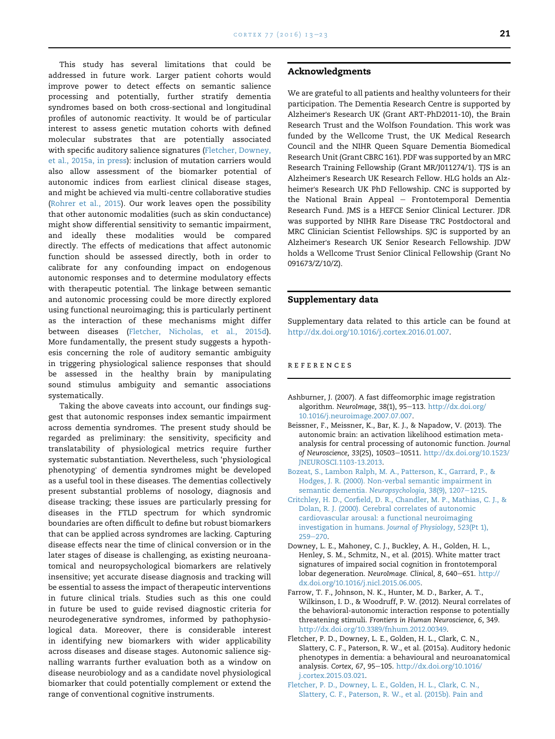This study has several limitations that could be addressed in future work. Larger patient cohorts would improve power to detect effects on semantic salience processing and potentially, further stratify dementia syndromes based on both cross-sectional and longitudinal profiles of autonomic reactivity. It would be of particular interest to assess genetic mutation cohorts with defined molecular substrates that are potentially associated with specific auditory salience signatures (Fletcher, Downey, et al., 2015a, in press): inclusion of mutation carriers would also allow assessment of the biomarker potential of autonomic indices from earliest clinical disease stages, and might be achieved via multi-centre collaborative studies (Rohrer et al., 2015). Our work leaves open the possibility that other autonomic modalities (such as skin conductance) might show differential sensitivity to semantic impairment, and ideally these modalities would be compared directly. The effects of medications that affect autonomic function should be assessed directly, both in order to calibrate for any confounding impact on endogenous autonomic responses and to determine modulatory effects with therapeutic potential. The linkage between semantic and autonomic processing could be more directly explored using functional neuroimaging; this is particularly pertinent as the interaction of these mechanisms might differ between diseases (Fletcher, Nicholas, et al., 2015d). More fundamentally, the present study suggests a hypothesis concerning the role of auditory semantic ambiguity in triggering physiological salience responses that should be assessed in the healthy brain by manipulating sound stimulus ambiguity and semantic associations systematically.

Taking the above caveats into account, our findings suggest that autonomic responses index semantic impairment across dementia syndromes. The present study should be regarded as preliminary: the sensitivity, specificity and translatability of physiological metrics require further systematic substantiation. Nevertheless, such 'physiological phenotyping' of dementia syndromes might be developed as a useful tool in these diseases. The dementias collectively present substantial problems of nosology, diagnosis and disease tracking; these issues are particularly pressing for diseases in the FTLD spectrum for which syndromic boundaries are often difficult to define but robust biomarkers that can be applied across syndromes are lacking. Capturing disease effects near the time of clinical conversion or in the later stages of disease is challenging, as existing neuroanatomical and neuropsychological biomarkers are relatively insensitive; yet accurate disease diagnosis and tracking will be essential to assess the impact of therapeutic interventions in future clinical trials. Studies such as this one could in future be used to guide revised diagnostic criteria for neurodegenerative syndromes, informed by pathophysiological data. Moreover, there is considerable interest in identifying new biomarkers with wider applicability across diseases and disease stages. Autonomic salience signalling warrants further evaluation both as a window on disease neurobiology and as a candidate novel physiological biomarker that could potentially complement or extend the range of conventional cognitive instruments.

## Acknowledgments

We are grateful to all patients and healthy volunteers for their participation. The Dementia Research Centre is supported by Alzheimer's Research UK (Grant ART-PhD2011-10), the Brain Research Trust and the Wolfson Foundation. This work was funded by the Wellcome Trust, the UK Medical Research Council and the NIHR Queen Square Dementia Biomedical Research Unit (Grant CBRC 161). PDF was supported by an MRC Research Training Fellowship (Grant MR/J011274/1). TJS is an Alzheimer's Research UK Research Fellow. HLG holds an Alzheimer's Research UK PhD Fellowship. CNC is supported by the National Brain Appeal – Frontotemporal Dementia Research Fund. JMS is a HEFCE Senior Clinical Lecturer. JDR was supported by NIHR Rare Disease TRC Postdoctoral and MRC Clinician Scientist Fellowships. SJC is supported by an Alzheimer's Research UK Senior Research Fellowship. JDW holds a Wellcome Trust Senior Clinical Fellowship (Grant No 091673/Z/10/Z).

## Supplementary data

Supplementary data related to this article can be found at http://dx.doi.org/10.1016/j.cortex.2016.01.007.

## REFERENCES

Ashburner, J. (2007). A fast diffeomorphic image registration algorithm. *NeuroImage, 38*(1), 95–113. http://dx.doi.org/10.1016/j.neuroimage.2007.07.007.

Beissner, F., Meissner, K., Bar, K. J., & Napadow, V. (2013). The autonomic brain: an activation likelihood estimation meta-analysis for central processing of autonomic function. *Journal of Neuroscience, 33*(25), 10503–10511. http://dx.doi.org/10.1523/JNEUROSCI.1103-13.2013.

Bozeat, S., Lambon Ralph, M. A., Patterson, K., Garrard, P., & Hodges, J. R. (2000). Non-verbal semantic impairment in semantic dementia. *Neuropsychologia, 38*(9), 1207–1215.

Critchley, H. D., Corfield, D. R., Chandler, M. P., Mathias, C. J., & Dolan, R. J. (2000). Cerebral correlates of autonomic cardiovascular arousal: a functional neuroimaging investigation in humans. *Journal of Physiology, 523*(Pt 1), 259–270.

Downey, L. E., Mahoney, C. J., Buckley, A. H., Golden, H. L., Henley, S. M., Schmitz, N., et al. (2015). White matter tract signatures of impaired social cognition in frontotemporal lobar degeneration. *NeuroImage. Clinical, 8*, 640–651. http://dx.doi.org/10.1016/j.nicl.2015.06.005.

Farrow, T. F., Johnson, N. K., Hunter, M. D., Barker, A. T., Wilkinson, I. D., & Woodruff, P. W. (2012). Neural correlates of the behavioral-autonomic interaction response to potentially threatening stimuli. *Frontiers in Human Neuroscience, 6*, 349. http://dx.doi.org/10.3389/fnhum.2012.00349.

Fletcher, P. D., Downey, L. E., Golden, H. L., Clark, C. N., Slattery, C. F., Paterson, R. W., et al. (2015a). Auditory hedonic phenotypes in dementia: a behavioural and neuroanatomical analysis. *Cortex, 67*, 95–105. http://dx.doi.org/10.1016/j.cortex.2015.03.021.

Fletcher, P. D., Downey, L. E., Golden, H. L., Clark, C. N., Slattery, C. F., Paterson, R. W., et al. (2015b). Pain and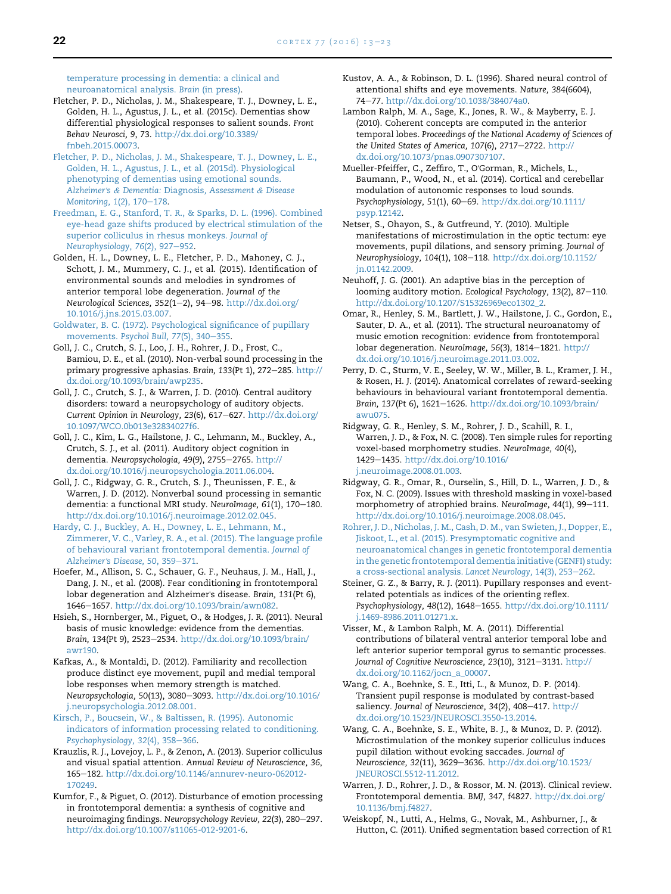temperature processing in dementia: a clinical and neuroanatomical analysis. *Brain* (in press).

Fletcher, P. D., Nicholas, J. M., Shakespeare, T. J., Downey, L. E., Golden, H. L., Agustus, J. L., et al. (2015c). Dementias show differential physiological responses to salient sounds. *Front Behav Neurosci, 9*, 73. http://dx.doi.org/10.3389/fnbeh.2015.00073.

Fletcher, P. D., Nicholas, J. M., Shakespeare, T. J., Downey, L. E., Golden, H. L., Agustus, J. L., et al. (2015d). Physiological phenotyping of dementias using emotional sounds. *Alzheimer's & Dementia: Diagnosis, Assessment & Disease Monitoring, 1*(2), 170–178.

Freedman, E. G., Stanford, T. R., & Sparks, D. L. (1996). Combined eye-head gaze shifts produced by electrical stimulation of the superior colliculus in rhesus monkeys. *Journal of Neurophysiology, 76*(2), 927–952.

Golden, H. L., Downey, L. E., Fletcher, P. D., Mahoney, C. J., Schott, J. M., Mummery, C. J., et al. (2015). Identification of environmental sounds and melodies in syndromes of anterior temporal lobe degeneration. *Journal of the Neurological Sciences, 352*(1–2), 94–98. http://dx.doi.org/10.1016/j.jns.2015.03.007.

Goldwater, B. C. (1972). Psychological significance of pupillary movements. *Psychol Bull, 77*(5), 340–355.

Goll, J. C., Crutch, S. J., Loo, J. H., Rohrer, J. D., Frost, C., Bamiou, D. E., et al. (2010). Non-verbal sound processing in the primary progressive aphasias. *Brain, 133*(Pt 1), 272–285. http://dx.doi.org/10.1093/brain/awp235.

Goll, J. C., Crutch, S. J., & Warren, J. D. (2010). Central auditory disorders: toward a neuropsychology of auditory objects. *Current Opinion in Neurology, 23*(6), 617–627. http://dx.doi.org/10.1097/WCO.0b013e32834027f6.

Goll, J. C., Kim, L. G., Hailstone, J. C., Lehmann, M., Buckley, A., Crutch, S. J., et al. (2011). Auditory object cognition in dementia. *Neuropsychologia, 49*(9), 2755–2765. http://dx.doi.org/10.1016/j.neuropsychologia.2011.06.004.

Goll, J. C., Ridgway, G. R., Crutch, S. J., Theunissen, F. E., & Warren, J. D. (2012). Nonverbal sound processing in semantic dementia: a functional MRI study. *NeuroImage, 61*(1), 170–180. http://dx.doi.org/10.1016/j.neuroimage.2012.02.045.

Hardy, C. J., Buckley, A. H., Downey, L. E., Lehmann, M., Zimmerer, V. C., Varley, R. A., et al. (2015). The language profile of behavioural variant frontotemporal dementia. *Journal of Alzheimer's Disease, 50*, 359–371.

Hoefer, M., Allison, S. C., Schauer, G. F., Neuhaus, J. M., Hall, J., Dang, J. N., et al. (2008). Fear conditioning in frontotemporal lobar degeneration and Alzheimer's disease. *Brain, 131*(Pt 6), 1646–1657. http://dx.doi.org/10.1093/brain/awn082.

Hsieh, S., Hornberger, M., Piguet, O., & Hodges, J. R. (2011). Neural basis of music knowledge: evidence from the dementias. *Brain, 134*(Pt 9), 2523–2534. http://dx.doi.org/10.1093/brain/awr190.

Kafkas, A., & Montaldi, D. (2012). Familiarity and recollection produce distinct eye movement, pupil and medial temporal lobe responses when memory strength is matched. *Neuropsychologia, 50*(13), 3080–3093. http://dx.doi.org/10.1016/j.neuropsychologia.2012.08.001.

Kirsch, P., Boucsein, W., & Baltissen, R. (1995). Autonomic indicators of information processing related to conditioning. *Psychophysiology, 32*(4), 358–366.

Krauzlis, R. J., Lovejoy, L. P., & Zenon, A. (2013). Superior colliculus and visual spatial attention. *Annual Review of Neuroscience, 36*, 165–182. http://dx.doi.org/10.1146/annurev-neuro-062012-170249.

Kumfor, F., & Piguet, O. (2012). Disturbance of emotion processing in frontotemporal dementia: a synthesis of cognitive and neuroimaging findings. *Neuropsychology Review, 22*(3), 280–297. http://dx.doi.org/10.1007/s11065-012-9201-6.

Kustov, A. A., & Robinson, D. L. (1996). Shared neural control of attentional shifts and eye movements. *Nature, 384*(6604), 74–77. http://dx.doi.org/10.1038/384074a0.

Lambon Ralph, M. A., Sage, K., Jones, R. W., & Mayberry, E. J. (2010). Coherent concepts are computed in the anterior temporal lobes. *Proceedings of the National Academy of Sciences of the United States of America, 107*(6), 2717–2722. http://dx.doi.org/10.1073/pnas.0907307107.

Mueller-Pfeiffer, C., Zeffiro, T., O'Gorman, R., Michels, L., Baumann, P., Wood, N., et al. (2014). Cortical and cerebellar modulation of autonomic responses to loud sounds. *Psychophysiology, 51*(1), 60–69. http://dx.doi.org/10.1111/psyp.12142.

Netser, S., Ohayon, S., & Gutfreund, Y. (2010). Multiple manifestations of microstimulation in the optic tectum: eye movements, pupil dilations, and sensory priming. *Journal of Neurophysiology, 104*(1), 108–118. http://dx.doi.org/10.1152/jn.01142.2009.

Neuhoff, J. G. (2001). An adaptive bias in the perception of looming auditory motion. *Ecological Psychology, 13*(2), 87–110. http://dx.doi.org/10.1207/S15326969eco1302_2.

Omar, R., Henley, S. M., Bartlett, J. W., Hailstone, J. C., Gordon, E., Sauter, D. A., et al. (2011). The structural neuroanatomy of music emotion recognition: evidence from frontotemporal lobar degeneration. *NeuroImage, 56*(3), 1814–1821. http://dx.doi.org/10.1016/j.neuroimage.2011.03.002.

Perry, D. C., Sturm, V. E., Seeley, W. W., Miller, B. L., Kramer, J. H., & Rosen, H. J. (2014). Anatomical correlates of reward-seeking behaviours in behavioural variant frontotemporal dementia. *Brain, 137*(Pt 6), 1621–1626. http://dx.doi.org/10.1093/brain/awu075.

Ridgway, G. R., Henley, S. M., Rohrer, J. D., Scahill, R. I., Warren, J. D., & Fox, N. C. (2008). Ten simple rules for reporting voxel-based morphometry studies. *NeuroImage, 40*(4), 1429–1435. http://dx.doi.org/10.1016/j.neuroimage.2008.01.003.

Ridgway, G. R., Omar, R., Ourselin, S., Hill, D. L., Warren, J. D., & Fox, N. C. (2009). Issues with threshold masking in voxel-based morphometry of atrophied brains. *NeuroImage, 44*(1), 99–111. http://dx.doi.org/10.1016/j.neuroimage.2008.08.045.

Rohrer, J. D., Nicholas, J. M., Cash, D. M., van Swieten, J., Dopper, E., Jiskoot, L., et al. (2015). Presymptomatic cognitive and neuroanatomical changes in genetic frontotemporal dementia in the genetic frontotemporal dementia initiative (GENFI) study: a cross-sectional analysis. *Lancet Neurology, 14*(3), 253–262.

Steiner, G. Z., & Barry, R. J. (2011). Pupillary responses and event-related potentials as indices of the orienting reflex. *Psychophysiology, 48*(12), 1648–1655. http://dx.doi.org/10.1111/j.1469-8986.2011.01271.x.

Visser, M., & Lambon Ralph, M. A. (2011). Differential contributions of bilateral ventral anterior temporal lobe and left anterior superior temporal gyrus to semantic processes. *Journal of Cognitive Neuroscience, 23*(10), 3121–3131. http://dx.doi.org/10.1162/jocn_a_00007.

Wang, C. A., Boehnke, S. E., Itti, L., & Munoz, D. P. (2014). Transient pupil response is modulated by contrast-based saliency. *Journal of Neuroscience, 34*(2), 408–417. http://dx.doi.org/10.1523/JNEUROSCI.3550-13.2014.

Wang, C. A., Boehnke, S. E., White, B. J., & Munoz, D. P. (2012). Microstimulation of the monkey superior colliculus induces pupil dilation without evoking saccades. *Journal of Neuroscience, 32*(11), 3629–3636. http://dx.doi.org/10.1523/JNEUROSCI.5512-11.2012.

Warren, J. D., Rohrer, J. D., & Rossor, M. N. (2013). Clinical review. Frontotemporal dementia. *BMJ, 347*, f4827. http://dx.doi.org/10.1136/bmj.f4827.

Weiskopf, N., Lutti, A., Helms, G., Novak, M., Ashburner, J., & Hutton, C. (2011). Unified segmentation based correction of R1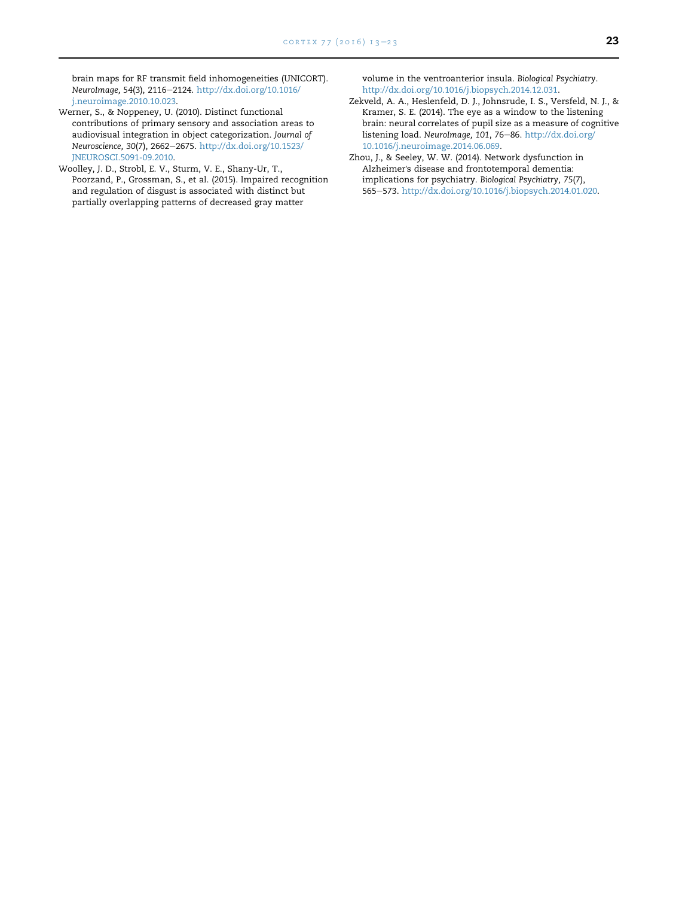brain maps for RF transmit field inhomogeneities (UNICORT). *NeuroImage, 54*(3), 2116–2124. http://dx.doi.org/10.1016/j.neuroimage.2010.10.023.

Werner, S., & Noppeney, U. (2010). Distinct functional contributions of primary sensory and association areas to audiovisual integration in object categorization. *Journal of Neuroscience, 30*(7), 2662–2675. http://dx.doi.org/10.1523/JNEUROSCI.5091-09.2010.

Woolley, J. D., Strobl, E. V., Sturm, V. E., Shany-Ur, T., Poorzand, P., Grossman, S., et al. (2015). Impaired recognition and regulation of disgust is associated with distinct but partially overlapping patterns of decreased gray matter volume in the ventroanterior insula. *Biological Psychiatry*. http://dx.doi.org/10.1016/j.biopsych.2014.12.031.

Zekveld, A. A., Heslenfeld, D. J., Johnsrude, I. S., Versfeld, N. J., & Kramer, S. E. (2014). The eye as a window to the listening brain: neural correlates of pupil size as a measure of cognitive listening load. *NeuroImage, 101*, 76–86. http://dx.doi.org/10.1016/j.neuroimage.2014.06.069.

Zhou, J., & Seeley, W. W. (2014). Network dysfunction in Alzheimer's disease and frontotemporal dementia: implications for psychiatry. *Biological Psychiatry, 75*(7), 565–573. http://dx.doi.org/10.1016/j.biopsych.2014.01.020.